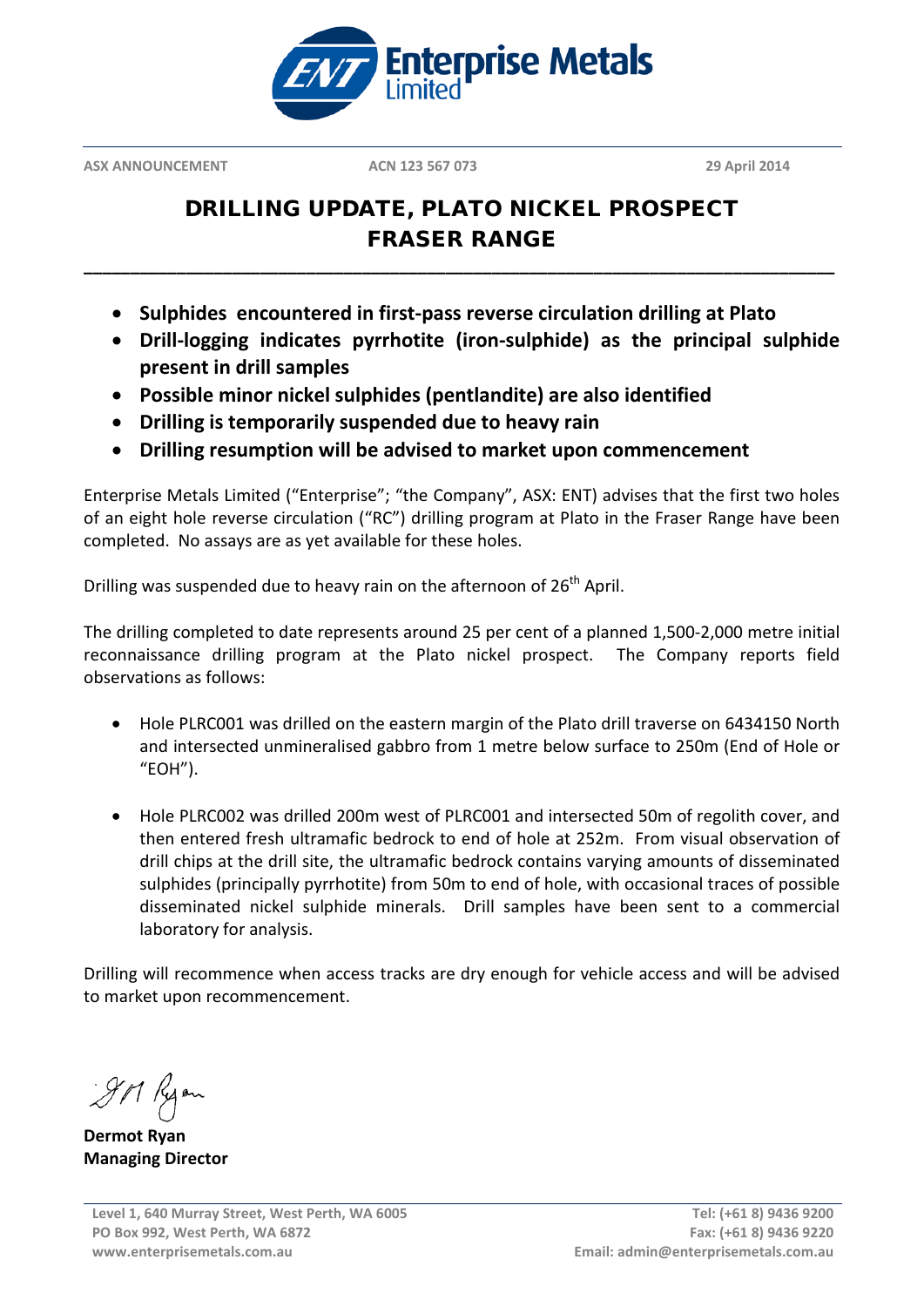**Enterprise Metals Limited**

ASX ANNOUNCEMENT    ACN 123 567 073    29 April 2014

# DRILLING UPDATE, PLATO NICKEL PROSPECT FRASER RANGE

- **Sulphides encountered in first-pass reverse circulation drilling at Plato**
- **Drill-logging indicates pyrrhotite (iron-sulphide) as the principal sulphide present in drill samples**
- **Possible minor nickel sulphides (pentlandite) are also identified**
- **Drilling is temporarily suspended due to heavy rain**
- **Drilling resumption will be advised to market upon commencement**

Enterprise Metals Limited ("Enterprise"; "the Company", ASX: ENT) advises that the first two holes of an eight hole reverse circulation ("RC") drilling program at Plato in the Fraser Range have been completed. No assays are as yet available for these holes.

Drilling was suspended due to heavy rain on the afternoon of 26th April.

The drilling completed to date represents around 25 per cent of a planned 1,500-2,000 metre initial reconnaissance drilling program at the Plato nickel prospect. The Company reports field observations as follows:

- Hole PLRC001 was drilled on the eastern margin of the Plato drill traverse on 6434150 North and intersected unmineralised gabbro from 1 metre below surface to 250m (End of Hole or "EOH").

- Hole PLRC002 was drilled 200m west of PLRC001 and intersected 50m of regolith cover, and then entered fresh ultramafic bedrock to end of hole at 252m. From visual observation of drill chips at the drill site, the ultramafic bedrock contains varying amounts of disseminated sulphides (principally pyrrhotite) from 50m to end of hole, with occasional traces of possible disseminated nickel sulphide minerals. Drill samples have been sent to a commercial laboratory for analysis.

Drilling will recommence when access tracks are dry enough for vehicle access and will be advised to market upon recommencement.

**Dermot Ryan**
**Managing Director**

Level 1, 640 Murray Street, West Perth, WA 6005
PO Box 992, West Perth, WA 6872
www.enterprisemetals.com.au

Tel: (+61 8) 9436 9200
Fax: (+61 8) 9436 9220
Email: admin@enterprisemetals.com.au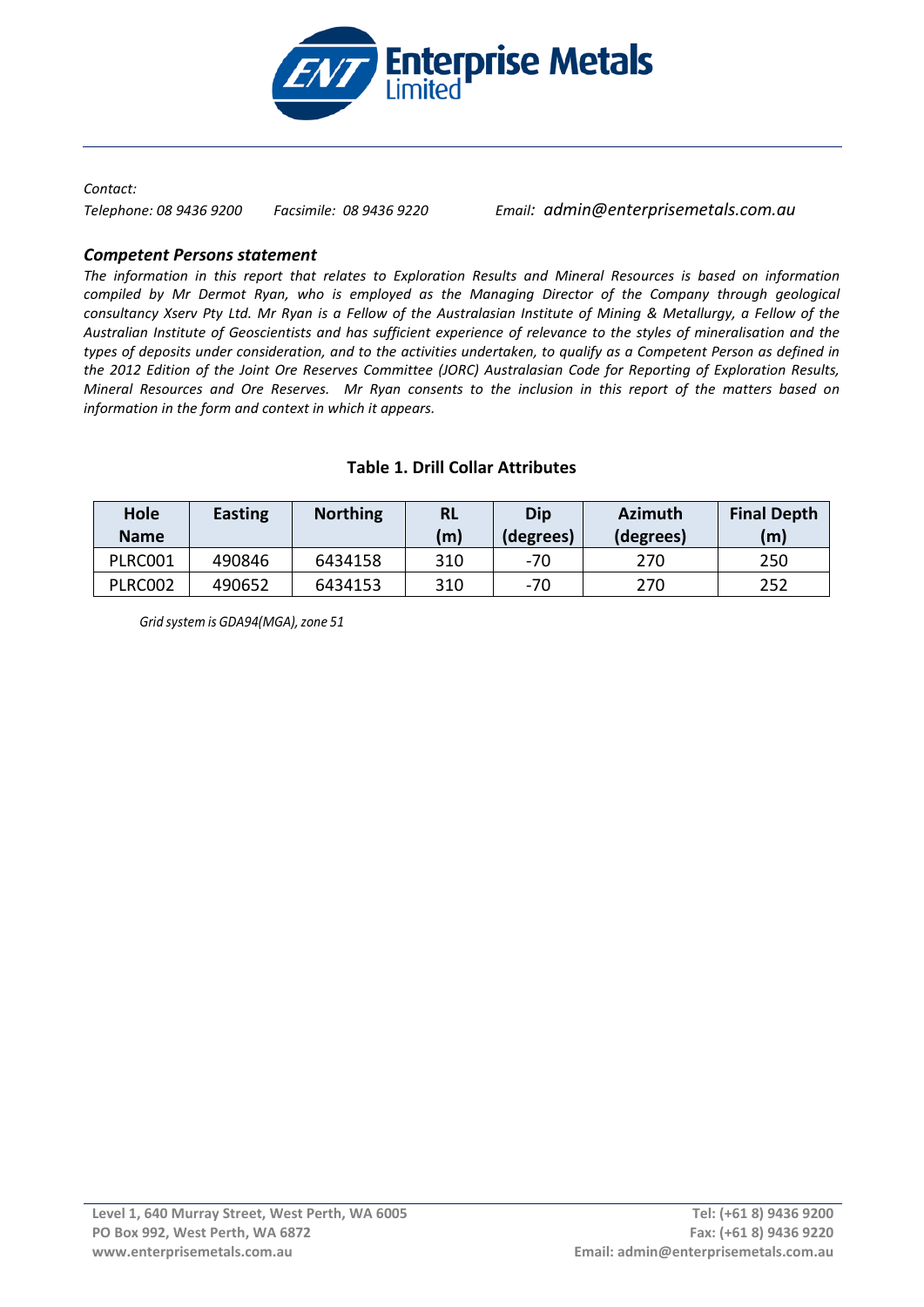*Contact:*

*Telephone: 08 9436 9200 Facsimile: 08 9436 9220 Email: admin@enterprisemetals.com.au*

### *Competent Persons statement*

*The information in this report that relates to Exploration Results and Mineral Resources is based on information compiled by Mr Dermot Ryan, who is employed as the Managing Director of the Company through geological consultancy Xserv Pty Ltd. Mr Ryan is a Fellow of the Australasian Institute of Mining & Metallurgy, a Fellow of the Australian Institute of Geoscientists and has sufficient experience of relevance to the styles of mineralisation and the types of deposits under consideration, and to the activities undertaken, to qualify as a Competent Person as defined in the 2012 Edition of the Joint Ore Reserves Committee (JORC) Australasian Code for Reporting of Exploration Results, Mineral Resources and Ore Reserves. Mr Ryan consents to the inclusion in this report of the matters based on information in the form and context in which it appears.*

**Table 1. Drill Collar Attributes**

| Hole Name | Easting | Northing | RL (m) | Dip (degrees) | Azimuth (degrees) | Final Depth (m) |
|---|---|---|---|---|---|---|
| PLRC001 | 490846 | 6434158 | 310 | -70 | 270 | 250 |
| PLRC002 | 490652 | 6434153 | 310 | -70 | 270 | 252 |

*Grid system is GDA94(MGA), zone 51*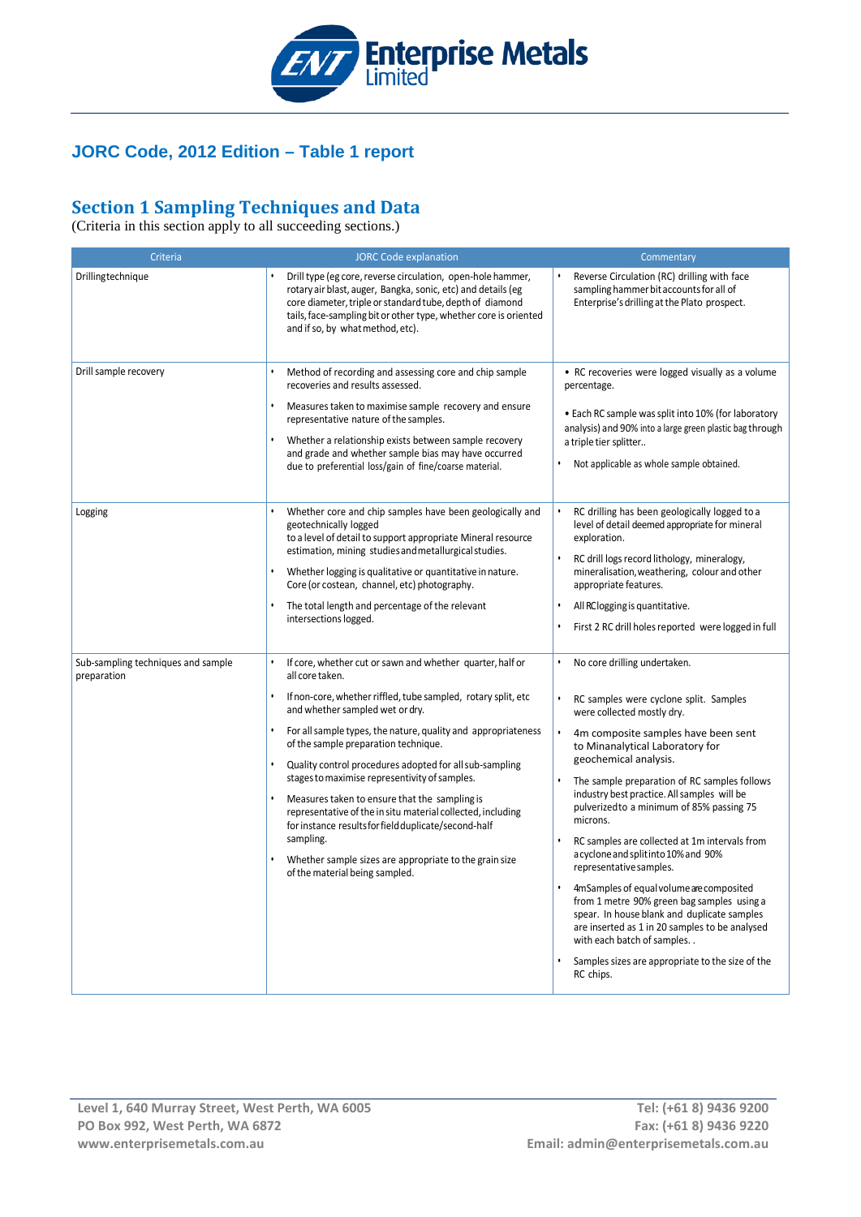## JORC Code, 2012 Edition – Table 1 report

## Section 1 Sampling Techniques and Data

(Criteria in this section apply to all succeeding sections.)

| Criteria | JORC Code explanation | Commentary |
|---|---|---|
| Drilling technique | • Drill type (eg core, reverse circulation, open-hole hammer, rotary air blast, auger, Bangka, sonic, etc) and details (eg core diameter, triple or standard tube, depth of diamond tails, face-sampling bit or other type, whether core is oriented and if so, by what method, etc). | • Reverse Circulation (RC) drilling with face sampling hammer bit accounts for all of Enterprise's drilling at the Plato prospect. |
| Drill sample recovery | • Method of recording and assessing core and chip sample recoveries and results assessed.<br>• Measures taken to maximise sample recovery and ensure representative nature of the samples.<br>• Whether a relationship exists between sample recovery and grade and whether sample bias may have occurred due to preferential loss/gain of fine/coarse material. | • RC recoveries were logged visually as a volume percentage.<br>• Each RC sample was split into 10% (for laboratory analysis) and 90% into a large green plastic bag through a triple tier splitter..<br>• Not applicable as whole sample obtained. |
| Logging | • Whether core and chip samples have been geologically and geotechnically logged to a level of detail to support appropriate Mineral resource estimation, mining studies and metallurgical studies.<br>• Whether logging is qualitative or quantitative in nature. Core (or costean, channel, etc) photography.<br>• The total length and percentage of the relevant intersections logged. | • RC drilling has been geologically logged to a level of detail deemed appropriate for mineral exploration.<br>• RC drill logs record lithology, mineralogy, mineralisation, weathering, colour and other appropriate features.<br>• All RC logging is quantitative.<br>• First 2 RC drill holes reported were logged in full |
| Sub-sampling techniques and sample preparation | • If core, whether cut or sawn and whether quarter, half or all core taken.<br>• If non-core, whether riffled, tube sampled, rotary split, etc and whether sampled wet or dry.<br>• For all sample types, the nature, quality and appropriateness of the sample preparation technique.<br>• Quality control procedures adopted for all sub-sampling stages to maximise representivity of samples.<br>• Measures taken to ensure that the sampling is representative of the in situ material collected, including for instance results for field duplicate/second-half sampling.<br>• Whether sample sizes are appropriate to the grain size of the material being sampled. | • No core drilling undertaken.<br>• RC samples were cyclone split. Samples were collected mostly dry.<br>• 4m composite samples have been sent to Minanalytical Laboratory for geochemical analysis.<br>• The sample preparation of RC samples follows industry best practice. All samples will be pulverized to a minimum of 85% passing 75 microns.<br>• RC samples are collected at 1m intervals from a cyclone and split into 10% and 90% representative samples.<br>• 4m Samples of equal volume are composited from 1 metre 90% green bag samples using a spear. In house blank and duplicate samples are inserted as 1 in 20 samples to be analysed with each batch of samples. .<br>• Samples sizes are appropriate to the size of the RC chips. |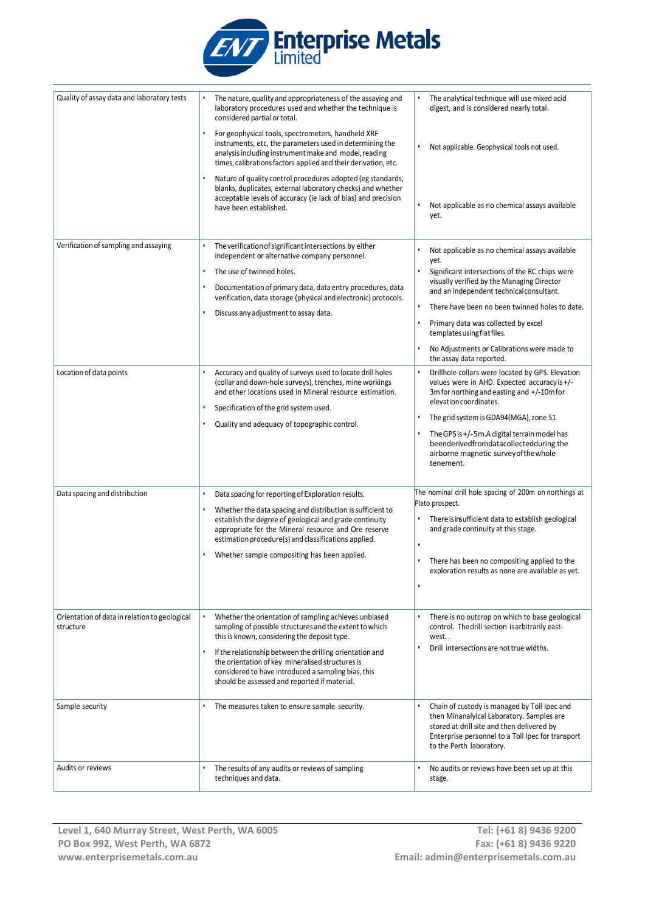| Quality of assay data and laboratory tests | • The nature, quality and appropriateness of the assaying and laboratory procedures used and whether the technique is considered partial or total.<br>• For geophysical tools, spectrometers, handheld XRF instruments, etc, the parameters used in determining the analysis including instrument make and model, reading times, calibrations factors applied and their derivation, etc.<br>• Nature of quality control procedures adopted (eg standards, blanks, duplicates, external laboratory checks) and whether acceptable levels of accuracy (ie lack of bias) and precision have been established. | • The analytical technique will use mixed acid digest, and is considered nearly total.<br>• Not applicable. Geophysical tools not used.<br>• Not applicable as no chemical assays available yet. |
|---|---|---|
| Verification of sampling and assaying | • The verification of significant intersections by either independent or alternative company personnel.<br>• The use of twinned holes.<br>• Documentation of primary data, data entry procedures, data verification, data storage (physical and electronic) protocols.<br>• Discuss any adjustment to assay data. | • Not applicable as no chemical assays available yet.<br>• Significant intersections of the RC chips were visually verified by the Managing Director and an independent technical consultant.<br>• There have been no been twinned holes to date.<br>• Primary data was collected by excel templates using flat files.<br>• No Adjustments or Calibrations were made to the assay data reported. |
| Location of data points | • Accuracy and quality of surveys used to locate drill holes (collar and down-hole surveys), trenches, mine workings and other locations used in Mineral resource estimation.<br>• Specification of the grid system used.<br>• Quality and adequacy of topographic control. | • Drillhole collars were located by GPS. Elevation values were in AHD. Expected accuracy is +/- 3m for northing and easting and +/-10m for elevation coordinates.<br>• The grid system is GDA94(MGA), zone 51<br>• The GPS is +/-5m.A digital terrain model has beenderivedfromdatacollectedduring the airborne magnetic surveyofthewhole tenement. |
| Data spacing and distribution | • Data spacing for reporting of Exploration results.<br>• Whether the data spacing and distribution is sufficient to establish the degree of geological and grade continuity appropriate for the Mineral resource and Ore reserve estimation procedure(s) and classifications applied.<br>• Whether sample compositing has been applied. | The nominal drill hole spacing of 200m on northings at Plato prospect.<br>• There is insufficient data to establish geological and grade continuity at this stage.<br>•<br>• There has been no compositing applied to the exploration results as none are available as yet.<br>• |
| Orientation of data in relation to geological structure | • Whether the orientation of sampling achieves unbiased sampling of possible structures and the extent to which this is known, considering the deposit type.<br>• If the relationship between the drilling orientation and the orientation of key mineralised structures is considered to have introduced a sampling bias, this should be assessed and reported if material. | • There is no outcrop on which to base geological control. The drill section is arbitrarily east-west. .<br>• Drill intersections are not true widths. |
| Sample security | • The measures taken to ensure sample security. | • Chain of custody is managed by Toll Ipec and then Minanalyical Laboratory. Samples are stored at drill site and then delivered by Enterprise personnel to a Toll Ipec for transport to the Perth laboratory. |
| Audits or reviews | • The results of any audits or reviews of sampling techniques and data. | • No audits or reviews have been set up at this stage. |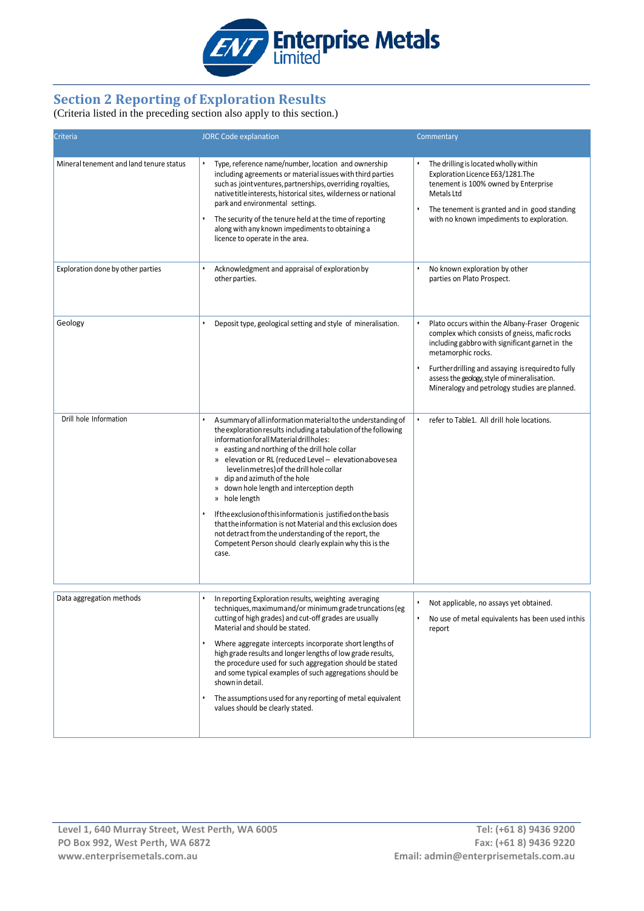## Section 2 Reporting of Exploration Results

(Criteria listed in the preceding section also apply to this section.)

| Criteria | JORC Code explanation | Commentary |
|---|---|---|
| Mineral tenement and land tenure status | • Type, reference name/number, location and ownership including agreements or material issues with third parties such as joint ventures, partnerships, overriding royalties, native title interests, historical sites, wilderness or national park and environmental settings.<br>• The security of the tenure held at the time of reporting along with any known impediments to obtaining a licence to operate in the area. | • The drilling is located wholly within Exploration Licence E63/1281.The tenement is 100% owned by Enterprise Metals Ltd<br>• The tenement is granted and in good standing with no known impediments to exploration. |
| Exploration done by other parties | • Acknowledgment and appraisal of exploration by other parties. | • No known exploration by other parties on Plato Prospect. |
| Geology | • Deposit type, geological setting and style of mineralisation. | • Plato occurs within the Albany-Fraser Orogenic complex which consists of gneiss, mafic rocks including gabbro with significant garnet in the metamorphic rocks.<br>• Further drilling and assaying is required to fully assess the geology, style of mineralisation. Mineralogy and petrology studies are planned. |
| Drill hole Information | • A summary of all information material to the understanding of the exploration results including a tabulation of the following information for all Material drill holes:<br>» easting and northing of the drill hole collar<br>» elevation or RL (reduced Level – elevation above sea level in metres) of the drill hole collar<br>» dip and azimuth of the hole<br>» down hole length and interception depth<br>» hole length<br>• If the exclusion of this information is justified on the basis that the information is not Material and this exclusion does not detract from the understanding of the report, the Competent Person should clearly explain why this is the case. | • refer to Table1. All drill hole locations. |
| Data aggregation methods | • In reporting Exploration results, weighting averaging techniques, maximum and/or minimum grade truncations (eg cutting of high grades) and cut-off grades are usually Material and should be stated.<br>• Where aggregate intercepts incorporate short lengths of high grade results and longer lengths of low grade results, the procedure used for such aggregation should be stated and some typical examples of such aggregations should be shown in detail.<br>• The assumptions used for any reporting of metal equivalent values should be clearly stated. | • Not applicable, no assays yet obtained.<br>• No use of metal equivalents has been used in this report |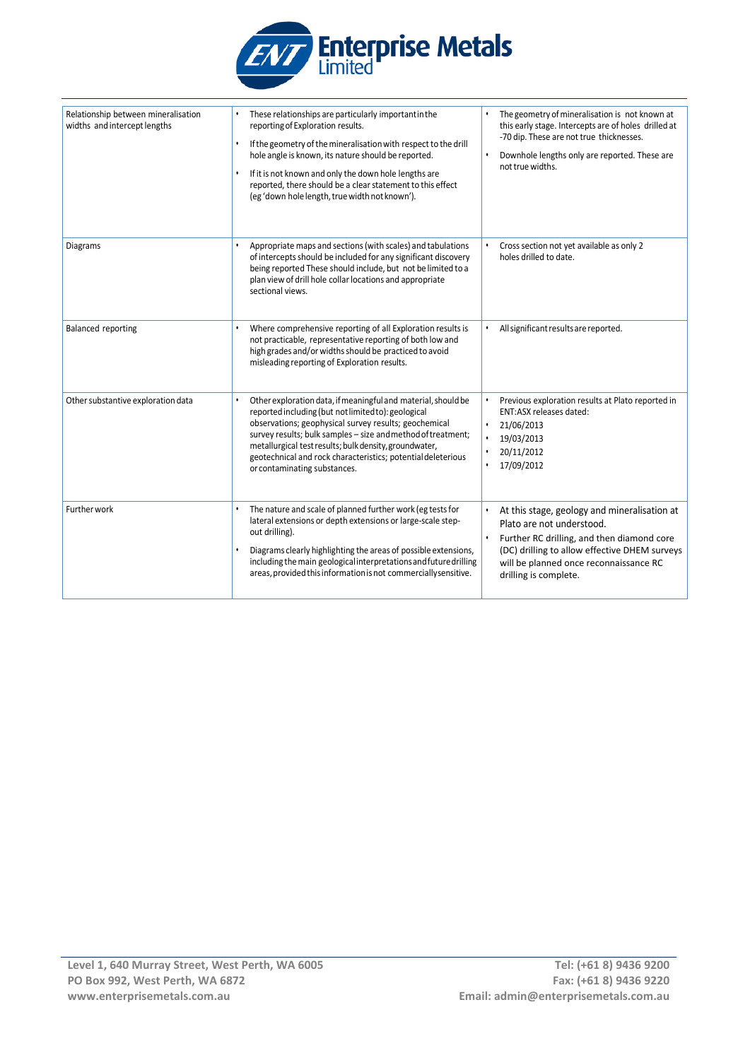| | | |
|---|---|---|
| Relationship between mineralisation widths and intercept lengths | • These relationships are particularly important in the reporting of Exploration results.<br>• If the geometry of the mineralisation with respect to the drill hole angle is known, its nature should be reported.<br>• If it is not known and only the down hole lengths are reported, there should be a clear statement to this effect (eg 'down hole length, true width not known'). | • The geometry of mineralisation is not known at this early stage. Intercepts are of holes drilled at -70 dip. These are not true thicknesses.<br>• Downhole lengths only are reported. These are not true widths. |
| Diagrams | • Appropriate maps and sections (with scales) and tabulations of intercepts should be included for any significant discovery being reported These should include, but not be limited to a plan view of drill hole collar locations and appropriate sectional views. | • Cross section not yet available as only 2 holes drilled to date. |
| Balanced reporting | • Where comprehensive reporting of all Exploration results is not practicable, representative reporting of both low and high grades and/or widths should be practiced to avoid misleading reporting of Exploration results. | • All significant results are reported. |
| Other substantive exploration data | • Other exploration data, if meaningful and material, should be reported including (but not limited to): geological observations; geophysical survey results; geochemical survey results; bulk samples – size and method of treatment; metallurgical test results; bulk density, groundwater, geotechnical and rock characteristics; potential deleterious or contaminating substances. | • Previous exploration results at Plato reported in ENT:ASX releases dated:<br>• 21/06/2013<br>• 19/03/2013<br>• 20/11/2012<br>• 17/09/2012 |
| Further work | • The nature and scale of planned further work (eg tests for lateral extensions or depth extensions or large-scale step-out drilling).<br>• Diagrams clearly highlighting the areas of possible extensions, including the main geological interpretations and future drilling areas, provided this information is not commercially sensitive. | • At this stage, geology and mineralisation at Plato are not understood.<br>• Further RC drilling, and then diamond core (DC) drilling to allow effective DHEM surveys will be planned once reconnaissance RC drilling is complete. |